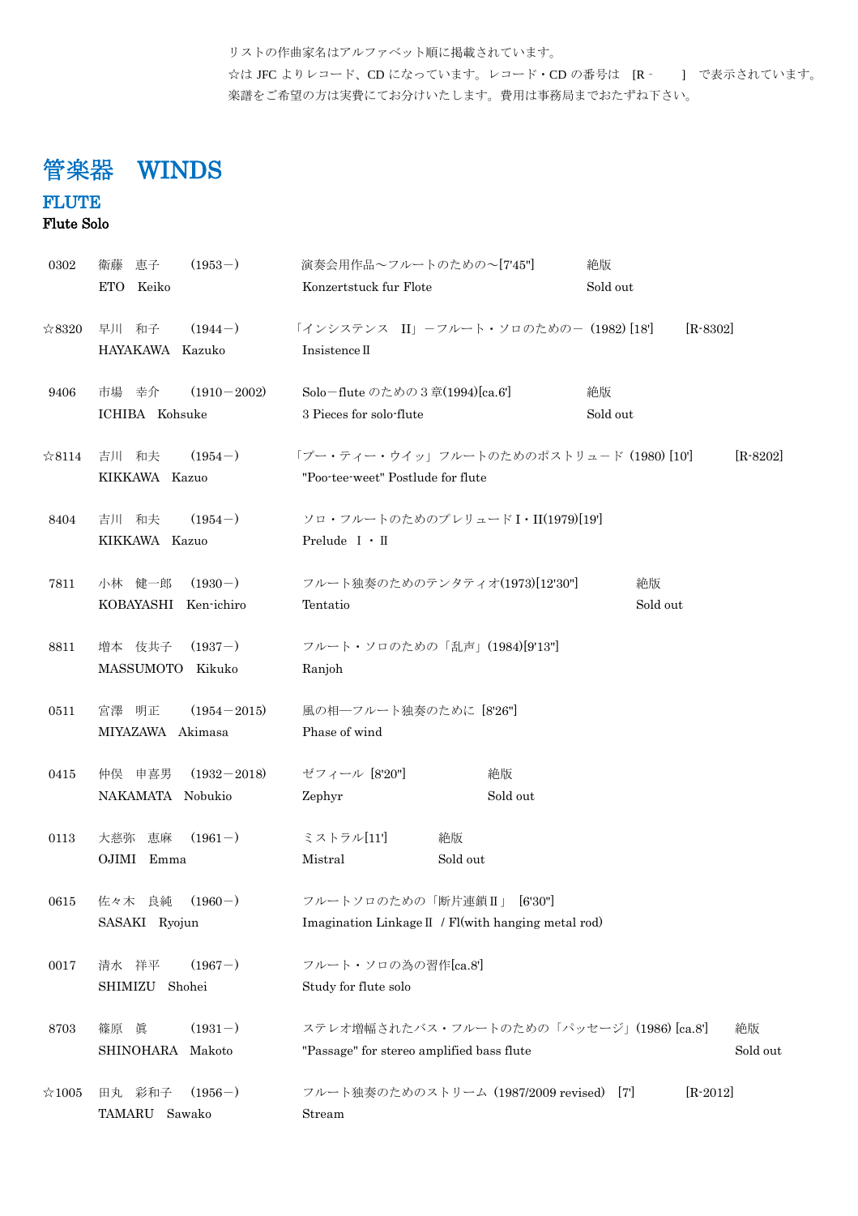リストの作曲家名はアルファベット順に掲載されています。
☆は JFC よりレコード、CD になっています。レコード・CD の番号は [R- ] で表示されています。
楽譜をご希望の方は実費にてお分けいたします。費用は事務局までおたずね下さい。

# 管楽器 WINDS

## FLUTE

### Flute Solo

| No. | 作曲家 Composer | 生没年 | 作品 Work | 備考 |
|---|---|---|---|---|
| 0302 | 衛藤 恵子<br>ETO Keiko | (1953－) | 演奏会用作品～フルートのための～[7'45"]<br>Konzertstuck fur Flote | 絶版<br>Sold out |
| ☆8320 | 早川 和子<br>HAYAKAWA Kazuko | (1944－) | 「インシステンス II」－フルート・ソロのための－ (1982) [18']<br>InsistenceⅡ | [R-8302] |
| 9406 | 市場 幸介<br>ICHIBA Kohsuke | (1910－2002) | Solo－flute のための 3 章(1994)[ca.6']<br>3 Pieces for solo-flute | 絶版<br>Sold out |
| ☆8114 | 吉川 和夫<br>KIKKAWA Kazuo | (1954－) | 「プー・ティー・ウイッ」フルートのためのポストリュード (1980) [10']<br>"Poo-tee-weet" Postlude for flute | [R-8202] |
| 8404 | 吉川 和夫<br>KIKKAWA Kazuo | (1954－) | ソロ・フルートのためのプレリュードⅠ・II(1979)[19']<br>Prelude Ⅰ・Ⅱ | |
| 7811 | 小林 健一郎<br>KOBAYASHI Ken-ichiro | (1930－) | フルート独奏のためのテンタティオ(1973)[12'30"]<br>Tentatio | 絶版<br>Sold out |
| 8811 | 増本 伎共子<br>MASSUMOTO Kikuko | (1937－) | フルート・ソロのための「乱声」(1984)[9'13"]<br>Ranjoh | |
| 0511 | 宮澤 明正<br>MIYAZAWA Akimasa | (1954－2015) | 風の相—フルート独奏のために [8'26"]<br>Phase of wind | |
| 0415 | 仲俣 申喜男<br>NAKAMATA Nobukio | (1932－2018) | ゼフィール [8'20"]<br>Zephyr | 絶版<br>Sold out |
| 0113 | 大慈弥 恵麻<br>OJIMI Emma | (1961－) | ミストラル[11']<br>Mistral | 絶版<br>Sold out |
| 0615 | 佐々木 良純<br>SASAKI Ryojun | (1960－) | フルートソロのための「断片連鎖Ⅱ」 [6'30"]<br>Imagination LinkageⅡ / Fl(with hanging metal rod) | |
| 0017 | 清水 祥平<br>SHIMIZU Shohei | (1967－) | フルート・ソロの為の習作[ca.8']<br>Study for flute solo | |
| 8703 | 篠原 眞<br>SHINOHARA Makoto | (1931－) | ステレオ増幅されたバス・フルートのための「パッセージ」(1986) [ca.8']<br>"Passage" for stereo amplified bass flute | 絶版<br>Sold out |
| ☆1005 | 田丸 彩和子<br>TAMARU Sawako | (1956－) | フルート独奏のためのストリーム (1987/2009 revised) [7']<br>Stream | [R-2012] |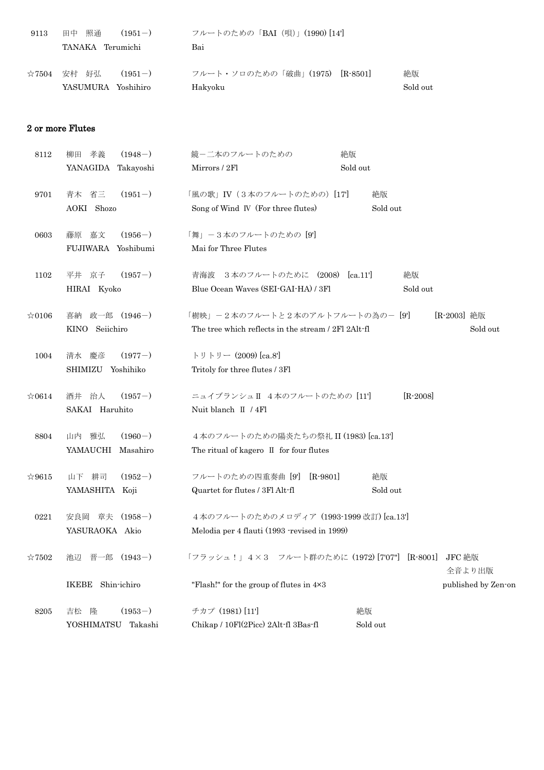| | | | |
|---|---|---|---|
| 9113 | 田中　照通　　(1951－)<br>TANAKA　Terumichi | フルートのための「BAI（唄）」(1990) [14']<br>Bai | |
| ☆7504 | 安村　好弘　　(1951－)<br>YASUMURA　Yoshihiro | フルート・ソロのための「破曲」(1975)　[R-8501]<br>Hakyoku | 絶版<br>Sold out |

## 2 or more Flutes

| | | | |
|---|---|---|---|
| 8112 | 柳田　孝義　　(1948－)<br>YANAGIDA　Takayoshi | 鏡－二本のフルートのための<br>Mirrors / 2Fl | 絶版<br>Sold out |
| 9701 | 青木　省三　　(1951－)<br>AOKI　Shozo | 「風の歌」IV（３本のフルートのための）[17']<br>Song of Wind Ⅳ (For three flutes) | 絶版<br>Sold out |
| 0603 | 藤原　嘉文　　(1956－)<br>FUJIWARA　Yoshibumi | 「舞」－３本のフルートのための [9']<br>Mai for Three Flutes | |
| 1102 | 平井　京子　　(1957－)<br>HIRAI　Kyoko | 青海波　３本のフルートのために (2008)　[ca.11']<br>Blue Ocean Waves (SEI-GAI-HA) / 3Fl | 絶版<br>Sold out |
| ☆0106 | 喜納　政一郎 (1946－)<br>KINO　Seiichiro | 「樹映」－２本のフルートと２本のアルトフルートの為の－ [9']　[R-2003]<br>The tree which reflects in the stream / 2Fl 2Alt-fl | 絶版<br>Sold out |
| 1004 | 清水　慶彦　　(1977－)<br>SHIMIZU　Yoshihiko | トリトリー (2009) [ca.8']<br>Tritoly for three flutes / 3Fl | |
| ☆0614 | 酒井　治人　　(1957－)<br>SAKAI　Haruhito | ニュイブランシュⅡ　４本のフルートのための [11']　[R-2008]<br>Nuit blanch Ⅱ / 4Fl | |
| 8804 | 山内　雅弘　　(1960－)<br>YAMAUCHI　Masahiro | ４本のフルートのための陽炎たちの祭礼 II (1983) [ca.13']<br>The ritual of kagero Ⅱ for four flutes | |
| ☆9615 | 山下　耕司　　(1952－)<br>YAMASHITA　Koji | フルートのための四重奏曲 [9']　[R-9801]<br>Quartet for flutes / 3Fl Alt-fl | 絶版<br>Sold out |
| 0221 | 安良岡　章夫 (1958－)<br>YASURAOKA　Akio | ４本のフルートのためのメロディア (1993-1999 改訂) [ca.13']<br>Melodia per 4 flauti (1993 -revised in 1999) | |
| ☆7502 | 池辺　晋一郎 (1943－)<br>IKEBE　Shin-ichiro | 「フラッシュ！」４×３　フルート群のために (1972) [7'07"]　[R-8001]<br>"Flash!" for the group of flutes in 4×3 | JFC 絶版<br>全音より出版<br>published by Zen-on |
| 8205 | 吉松　隆　　　(1953－)<br>YOSHIMATSU　Takashi | チカプ (1981) [11']<br>Chikap / 10Fl(2Picc) 2Alt-fl 3Bas-fl | 絶版<br>Sold out |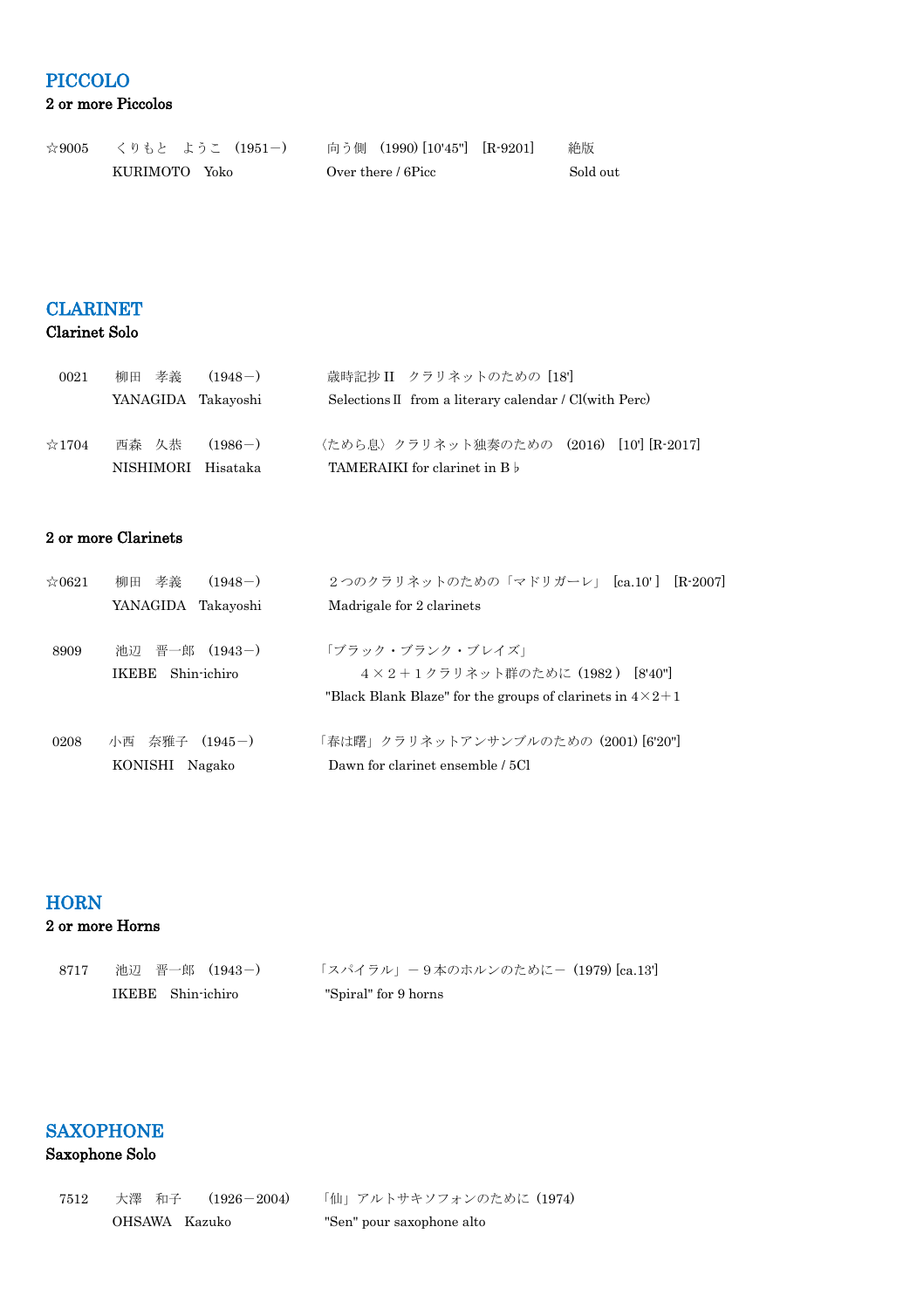## PICCOLO

### 2 or more Piccolos

| | | | |
|---|---|---|---|
| ☆9005 | くりもと　ようこ　(1951－)<br>KURIMOTO　Yoko | 向う側　(1990) [10'45"]　[R-9201]<br>Over there / 6Picc | 絶版<br>Sold out |

## CLARINET

### Clarinet Solo

| | | |
|---|---|---|
| 0021 | 柳田　孝義　(1948－)<br>YANAGIDA　Takayoshi | 歳時記抄 II　クラリネットのための [18']<br>Selections II　from a literary calendar / Cl(with Perc) |
| ☆1704 | 西森　久恭　(1986－)<br>NISHIMORI　Hisataka | 〈ためら息〉クラリネット独奏のための　(2016)　[10'] [R-2017]<br>TAMERAIKI for clarinet in B♭ |

### 2 or more Clarinets

| | | |
|---|---|---|
| ☆0621 | 柳田　孝義　(1948－)<br>YANAGIDA　Takayoshi | ２つのクラリネットのための「マドリガーレ」 [ca.10' ]　[R-2007]<br>Madrigale for 2 clarinets |
| 8909 | 池辺　晋一郎　(1943－)<br>IKEBE　Shin-ichiro | 「ブラック・ブランク・ブレイズ」<br>４×２＋１クラリネット群のために (1982)　[8'40"]<br>"Black Blank Blaze" for the groups of clarinets in 4×2＋1 |
| 0208 | 小西　奈雅子　(1945－)<br>KONISHI　Nagako | 「春は曙」クラリネットアンサンブルのための (2001) [6'20"]<br>Dawn for clarinet ensemble / 5Cl |

## HORN

### 2 or more Horns

| | | |
|---|---|---|
| 8717 | 池辺　晋一郎　(1943－)<br>IKEBE　Shin-ichiro | 「スパイラル」－９本のホルンのために－ (1979) [ca.13']<br>"Spiral" for 9 horns |

## SAXOPHONE

### Saxophone Solo

| | | |
|---|---|---|
| 7512 | 大澤　和子　(1926－2004)<br>OHSAWA　Kazuko | 「仙」アルトサキソフォンのために (1974)<br>"Sen" pour saxophone alto |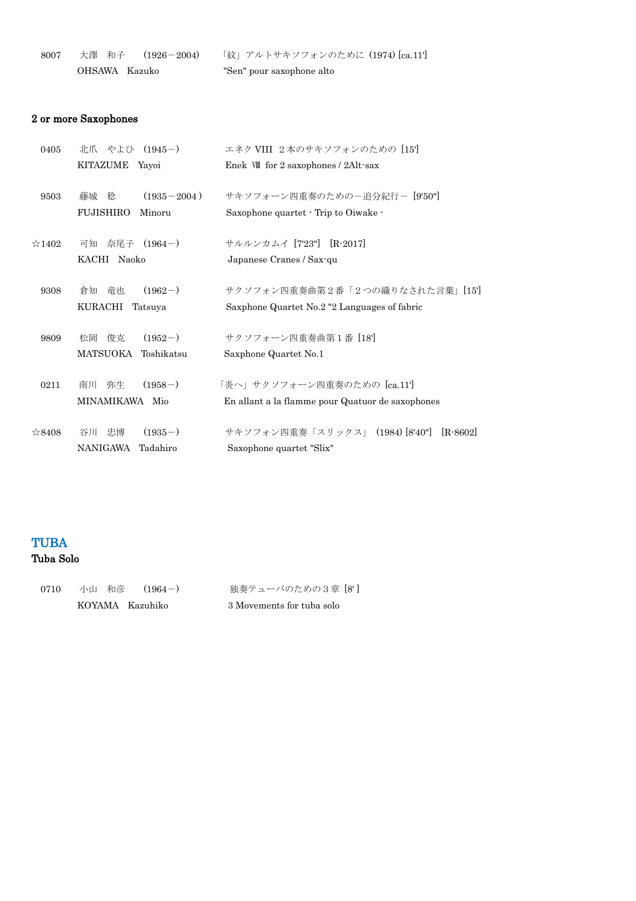| | | | |
|---|---|---|---|
| 8007 | 大澤　和子　(1926－2004)<br>OHSAWA　Kazuko | | 「紋」アルトサキソフォンのために (1974) [ca.11']<br>"Sen" pour saxophone alto |

## 2 or more Saxophones

| | | |
|---|---|---|
| 0405 | 北爪　やよひ　(1945－)<br>KITAZUME　Yayoi | エネク VIII　2 本のサキソフォンのための [15']<br>Enek Ⅷ for 2 saxophones / 2Alt-sax |
| 9503 | 藤城　稔　(1935－2004 )<br>FUJISHIRO　Minoru | サキソフォーン四重奏のための－追分紀行－ [9'50"]<br>Saxophone quartet - Trip to Oiwake - |
| ☆1402 | 可知　奈尾子　(1964－)<br>KACHI　Naoko | サルルンカムイ [7'23"]　[R-2017]<br>Japanese Cranes / Sax-qu |
| 9308 | 倉知　竜也　(1962－)<br>KURACHI　Tatsuya | サクソフォン四重奏曲第２番「２つの織りなされた言葉」[15']<br>Saxphone Quartet No.2 "2 Languages of fabric |
| 9809 | 松岡　俊克　(1952－)<br>MATSUOKA　Toshikatsu | サクソフォーン四重奏曲第１番 [18']<br>Saxphone Quartet No.1 |
| 0211 | 南川　弥生　(1958－)<br>MINAMIKAWA　Mio | 「炎へ」サクソフォーン四重奏のための [ca.11']<br>En allant a la flamme pour Quatuor de saxophones |
| ☆8408 | 谷川　忠博　(1935－)<br>NANIGAWA　Tadahiro | サキソフォン四重奏「スリックス」 (1984) [8'40"]　[R-8602]<br>Saxophone quartet "Slix" |

# TUBA

## Tuba Solo

| | | |
|---|---|---|
| 0710 | 小山　和彦　(1964－)<br>KOYAMA　Kazuhiko | 独奏テューバのための３章 [8' ]<br>3 Movements for tuba solo |